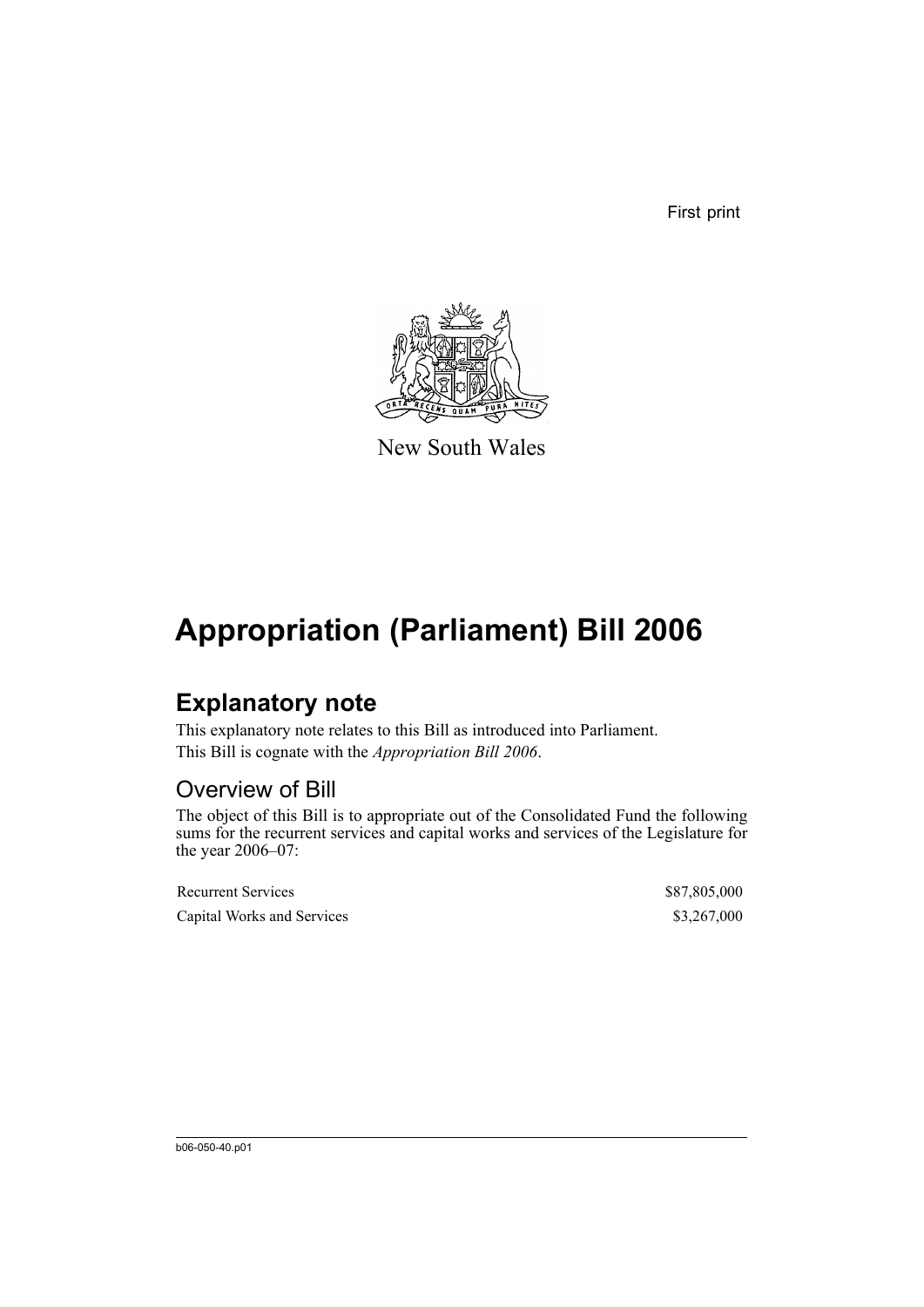First print

New South Wales

# Appropriation (Parliament) Bill 2006

## Explanatory note

This explanatory note relates to this Bill as introduced into Parliament.

This Bill is cognate with the *Appropriation Bill 2006*.

### Overview of Bill

The object of this Bill is to appropriate out of the Consolidated Fund the following sums for the recurrent services and capital works and services of the Legislature for the year 2006–07:

| | |
|---|---|
| Recurrent Services | $87,805,000 |
| Capital Works and Services | $3,267,000 |

b06-050-40.p01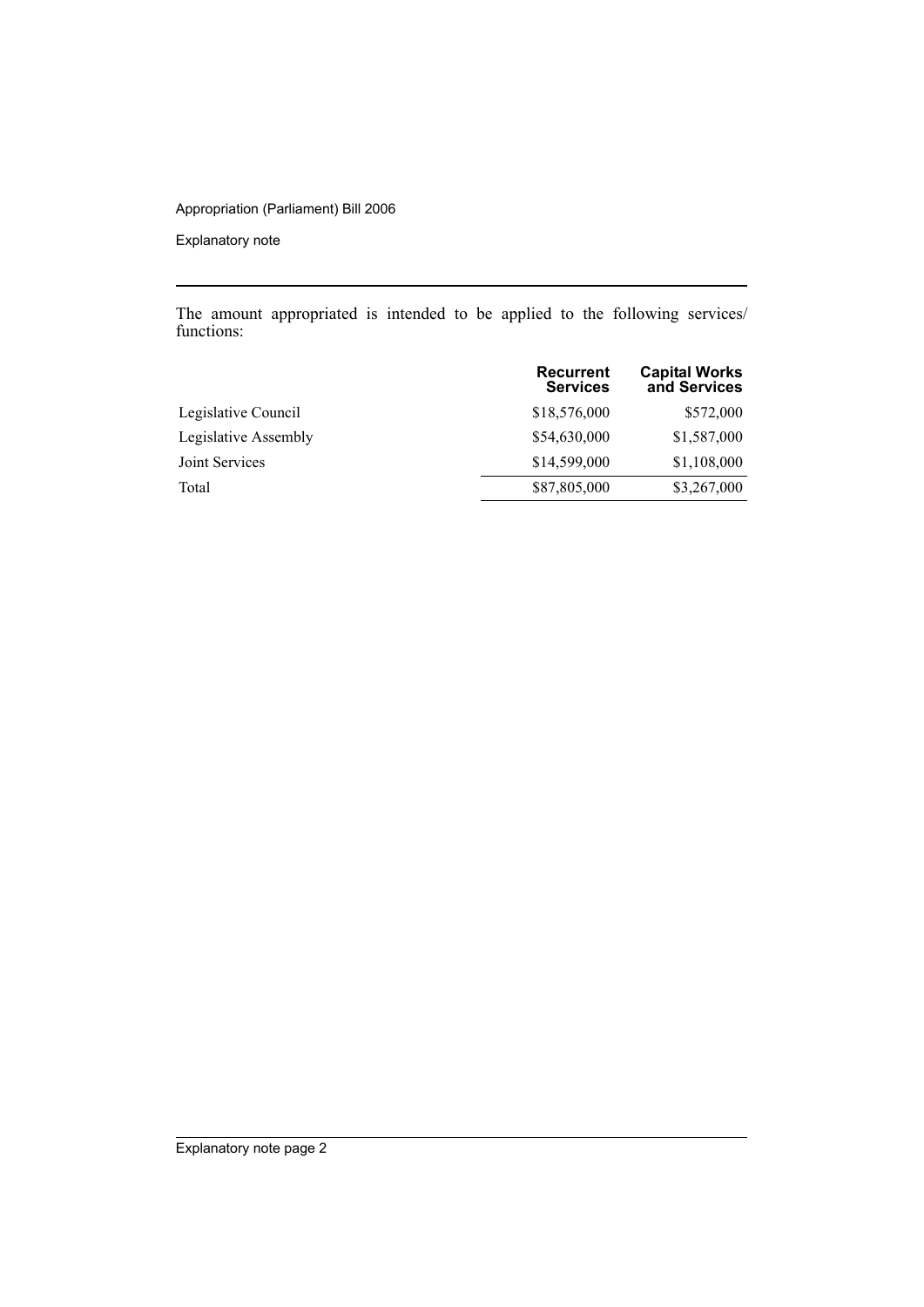The amount appropriated is intended to be applied to the following services/ functions:

| | Recurrent Services | Capital Works and Services |
|---|---|---|
| Legislative Council | \$18,576,000 | \$572,000 |
| Legislative Assembly | \$54,630,000 | \$1,587,000 |
| Joint Services | \$14,599,000 | \$1,108,000 |
| Total | \$87,805,000 | \$3,267,000 |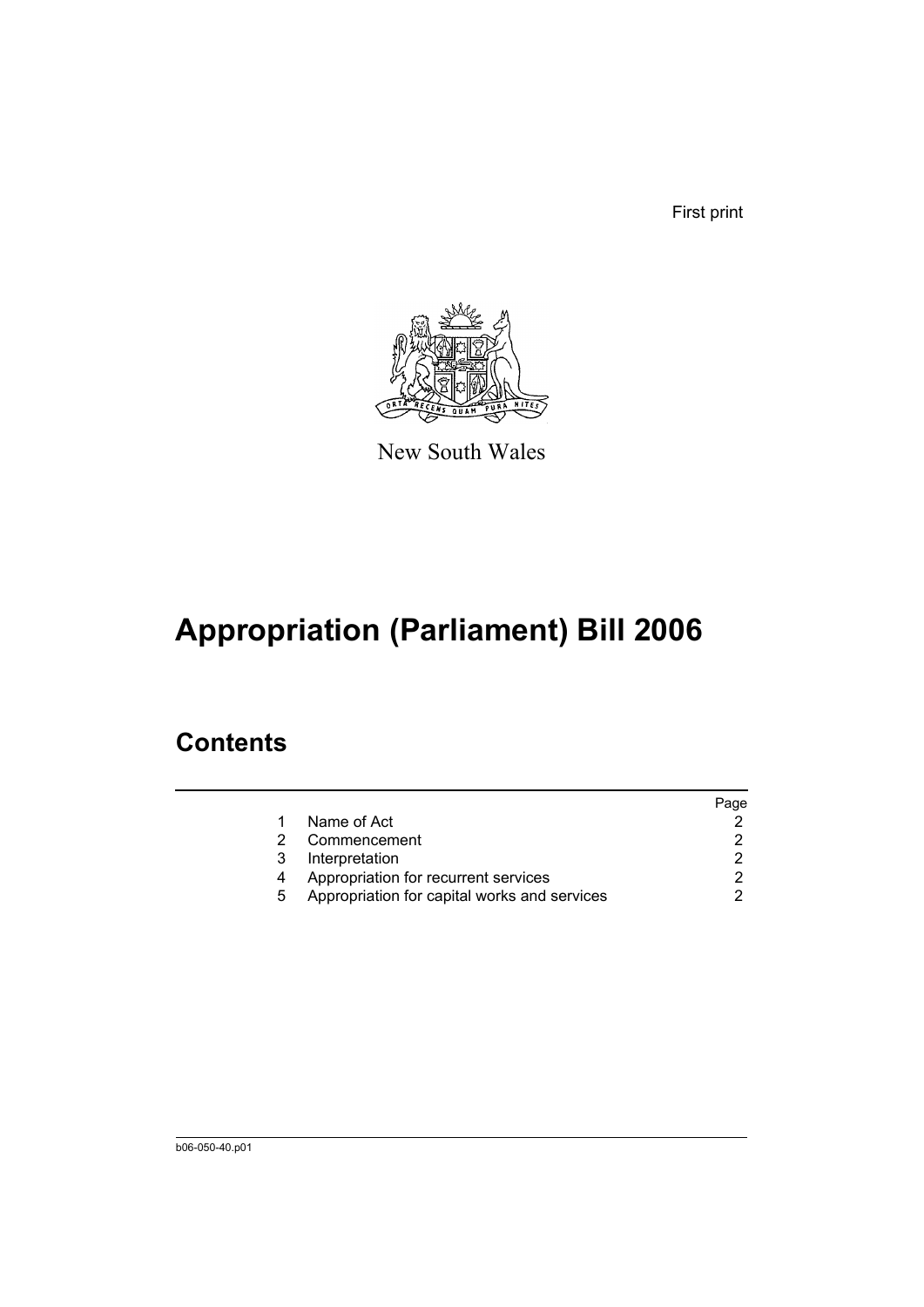First print

New South Wales

# Appropriation (Parliament) Bill 2006

## Contents

| | | Page |
|---|---|---|
| 1 | Name of Act | 2 |
| 2 | Commencement | 2 |
| 3 | Interpretation | 2 |
| 4 | Appropriation for recurrent services | 2 |
| 5 | Appropriation for capital works and services | 2 |

b06-050-40.p01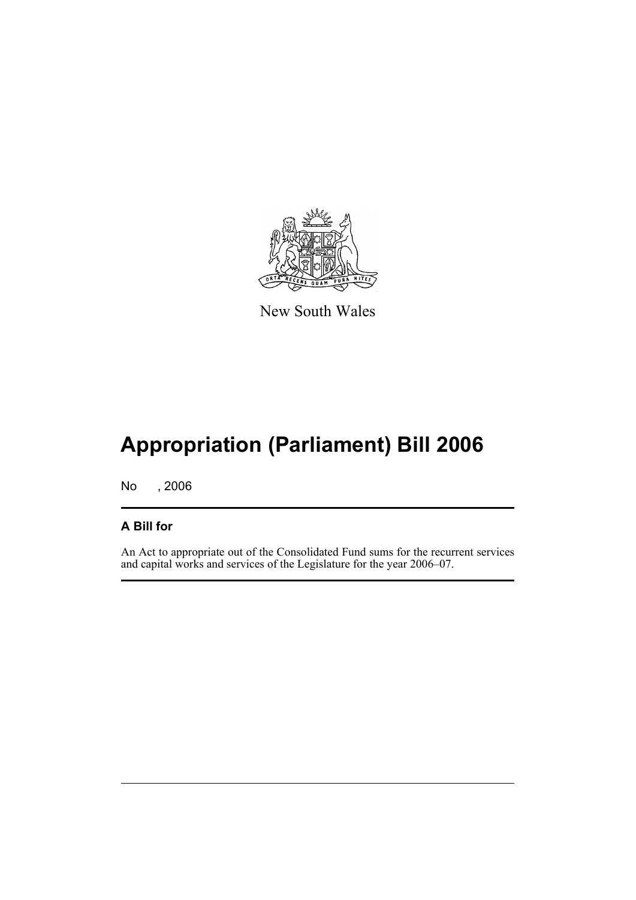New South Wales

# Appropriation (Parliament) Bill 2006

No , 2006

## A Bill for

An Act to appropriate out of the Consolidated Fund sums for the recurrent services and capital works and services of the Legislature for the year 2006–07.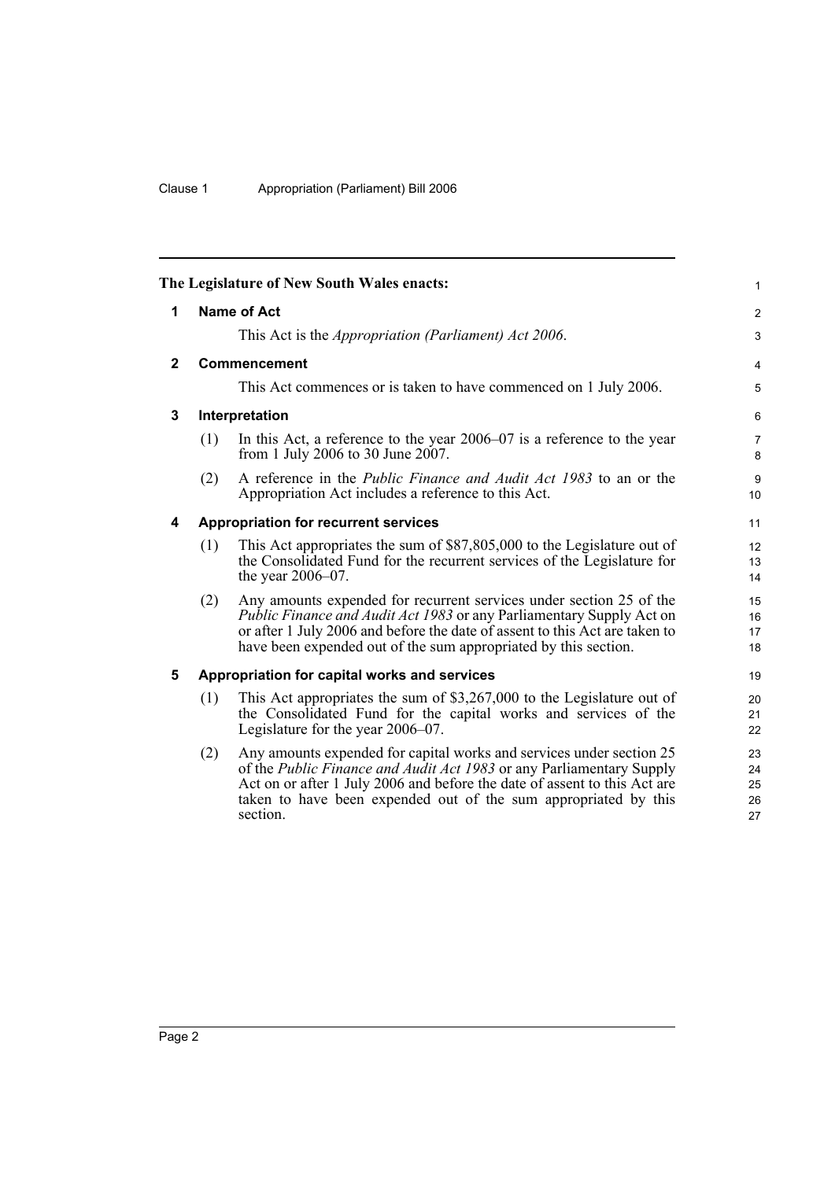The Legislature of New South Wales enacts:

## 1 Name of Act

This Act is the *Appropriation (Parliament) Act 2006*.

## 2 Commencement

This Act commences or is taken to have commenced on 1 July 2006.

## 3 Interpretation

(1) In this Act, a reference to the year 2006–07 is a reference to the year from 1 July 2006 to 30 June 2007.

(2) A reference in the *Public Finance and Audit Act 1983* to an or the Appropriation Act includes a reference to this Act.

## 4 Appropriation for recurrent services

(1) This Act appropriates the sum of $87,805,000 to the Legislature out of the Consolidated Fund for the recurrent services of the Legislature for the year 2006–07.

(2) Any amounts expended for recurrent services under section 25 of the *Public Finance and Audit Act 1983* or any Parliamentary Supply Act on or after 1 July 2006 and before the date of assent to this Act are taken to have been expended out of the sum appropriated by this section.

## 5 Appropriation for capital works and services

(1) This Act appropriates the sum of $3,267,000 to the Legislature out of the Consolidated Fund for the capital works and services of the Legislature for the year 2006–07.

(2) Any amounts expended for capital works and services under section 25 of the *Public Finance and Audit Act 1983* or any Parliamentary Supply Act on or after 1 July 2006 and before the date of assent to this Act are taken to have been expended out of the sum appropriated by this section.